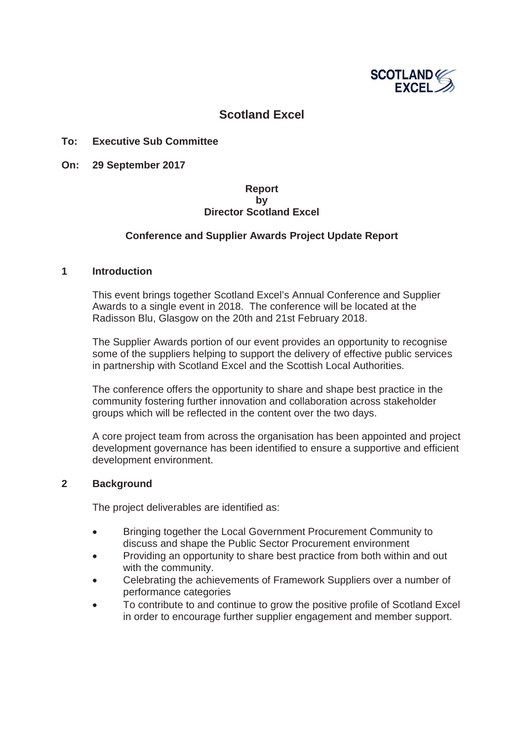# Scotland Excel

**To: Executive Sub Committee**

**On: 29 September 2017**

**Report**
**by**
**Director Scotland Excel**

**Conference and Supplier Awards Project Update Report**

## 1 Introduction

This event brings together Scotland Excel's Annual Conference and Supplier Awards to a single event in 2018. The conference will be located at the Radisson Blu, Glasgow on the 20th and 21st February 2018.

The Supplier Awards portion of our event provides an opportunity to recognise some of the suppliers helping to support the delivery of effective public services in partnership with Scotland Excel and the Scottish Local Authorities.

The conference offers the opportunity to share and shape best practice in the community fostering further innovation and collaboration across stakeholder groups which will be reflected in the content over the two days.

A core project team from across the organisation has been appointed and project development governance has been identified to ensure a supportive and efficient development environment.

## 2 Background

The project deliverables are identified as:

- Bringing together the Local Government Procurement Community to discuss and shape the Public Sector Procurement environment
- Providing an opportunity to share best practice from both within and out with the community.
- Celebrating the achievements of Framework Suppliers over a number of performance categories
- To contribute to and continue to grow the positive profile of Scotland Excel in order to encourage further supplier engagement and member support.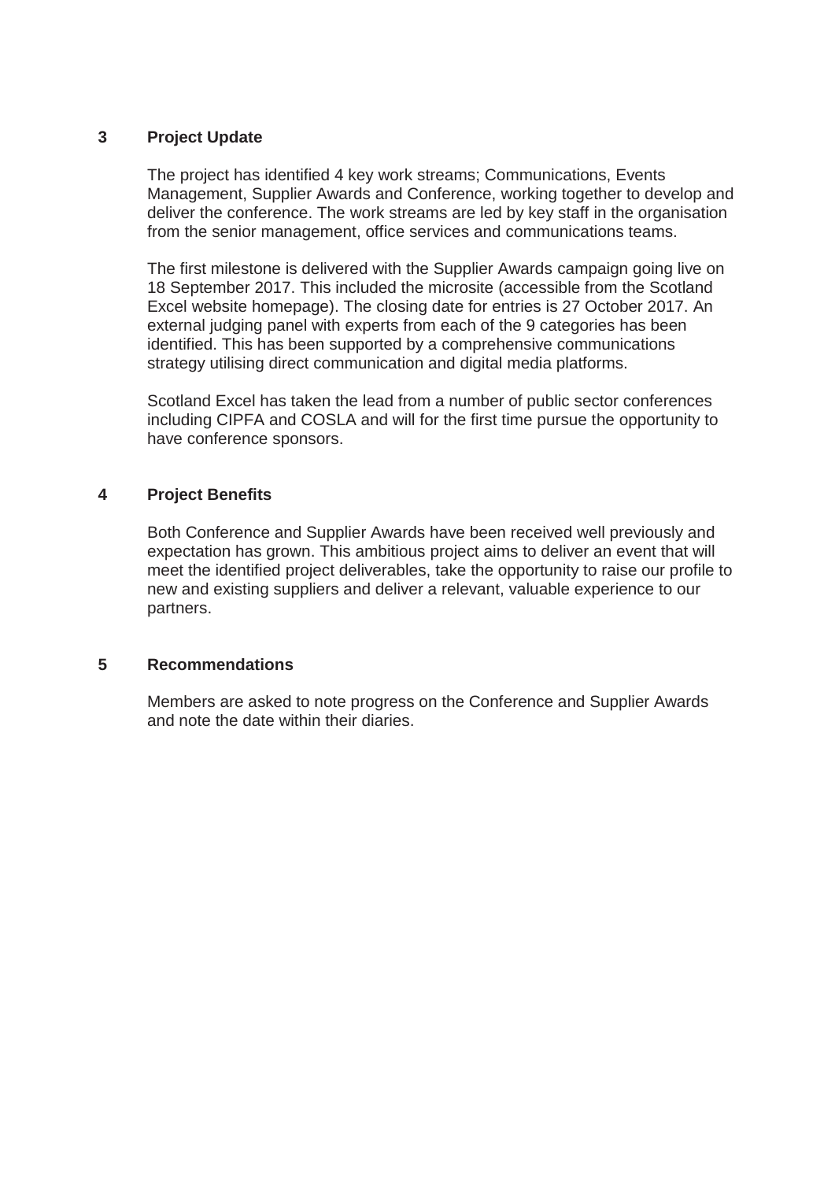## 3 Project Update

The project has identified 4 key work streams; Communications, Events Management, Supplier Awards and Conference, working together to develop and deliver the conference. The work streams are led by key staff in the organisation from the senior management, office services and communications teams.

The first milestone is delivered with the Supplier Awards campaign going live on 18 September 2017. This included the microsite (accessible from the Scotland Excel website homepage). The closing date for entries is 27 October 2017. An external judging panel with experts from each of the 9 categories has been identified. This has been supported by a comprehensive communications strategy utilising direct communication and digital media platforms.

Scotland Excel has taken the lead from a number of public sector conferences including CIPFA and COSLA and will for the first time pursue the opportunity to have conference sponsors.

## 4 Project Benefits

Both Conference and Supplier Awards have been received well previously and expectation has grown. This ambitious project aims to deliver an event that will meet the identified project deliverables, take the opportunity to raise our profile to new and existing suppliers and deliver a relevant, valuable experience to our partners.

## 5 Recommendations

Members are asked to note progress on the Conference and Supplier Awards and note the date within their diaries.